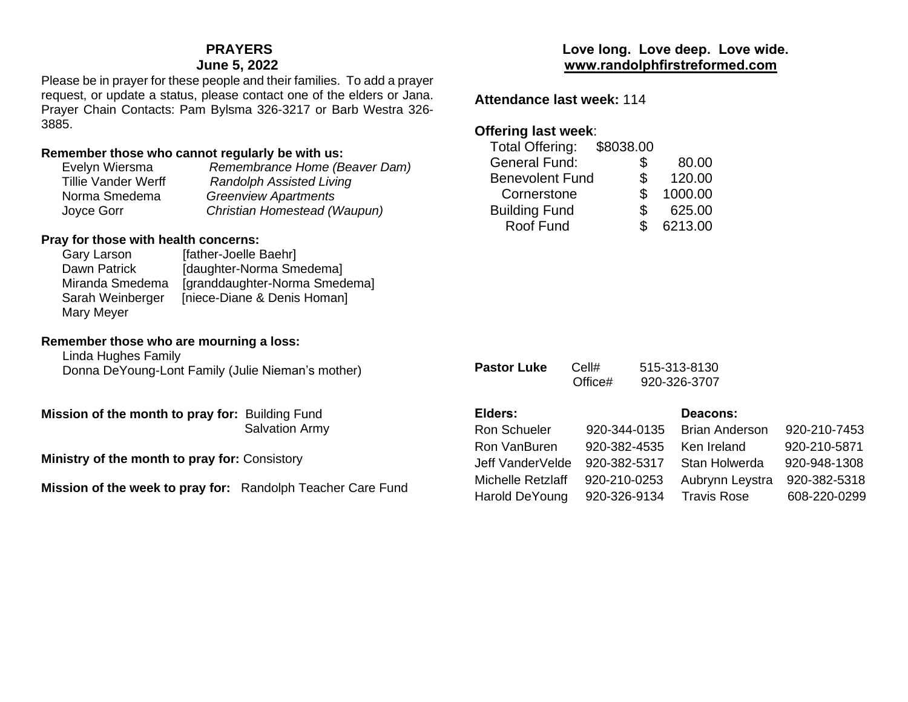## PRAYERS
### June 5, 2022

Please be in prayer for these people and their families. To add a prayer request, or update a status, please contact one of the elders or Jana. Prayer Chain Contacts: Pam Bylsma 326-3217 or Barb Westra 326-3885.

**Remember those who cannot regularly be with us:**

| | |
|---|---|
| Evelyn Wiersma | *Remembrance Home (Beaver Dam)* |
| Tillie Vander Werff | *Randolph Assisted Living* |
| Norma Smedema | *Greenview Apartments* |
| Joyce Gorr | *Christian Homestead (Waupun)* |

**Pray for those with health concerns:**

| | |
|---|---|
| Gary Larson | [father-Joelle Baehr] |
| Dawn Patrick | [daughter-Norma Smedema] |
| Miranda Smedema | [granddaughter-Norma Smedema] |
| Sarah Weinberger | [niece-Diane & Denis Homan] |
| Mary Meyer | |

**Remember those who are mourning a loss:**

Linda Hughes Family
Donna DeYoung-Lont Family (Julie Nieman's mother)

**Mission of the month to pray for:** Building Fund
Salvation Army

**Ministry of the month to pray for:** Consistory

**Mission of the week to pray for:** Randolph Teacher Care Fund

**Love long. Love deep. Love wide.**
**www.randolphfirstreformed.com**

**Attendance last week:** 114

**Offering last week**:

| | |
|---|---|
| Total Offering: | $8038.00 |
| General Fund: | $ 80.00 |
| Benevolent Fund | $ 120.00 |
| Cornerstone | $ 1000.00 |
| Building Fund | $ 625.00 |
| Roof Fund | $ 6213.00 |

**Pastor Luke** Cell# 515-313-8130
Office# 920-326-3707

| **Elders:** | | **Deacons:** | |
|---|---|---|---|
| Ron Schueler | 920-344-0135 | Brian Anderson | 920-210-7453 |
| Ron VanBuren | 920-382-4535 | Ken Ireland | 920-210-5871 |
| Jeff VanderVelde | 920-382-5317 | Stan Holwerda | 920-948-1308 |
| Michelle Retzlaff | 920-210-0253 | Aubrynn Leystra | 920-382-5318 |
| Harold DeYoung | 920-326-9134 | Travis Rose | 608-220-0299 |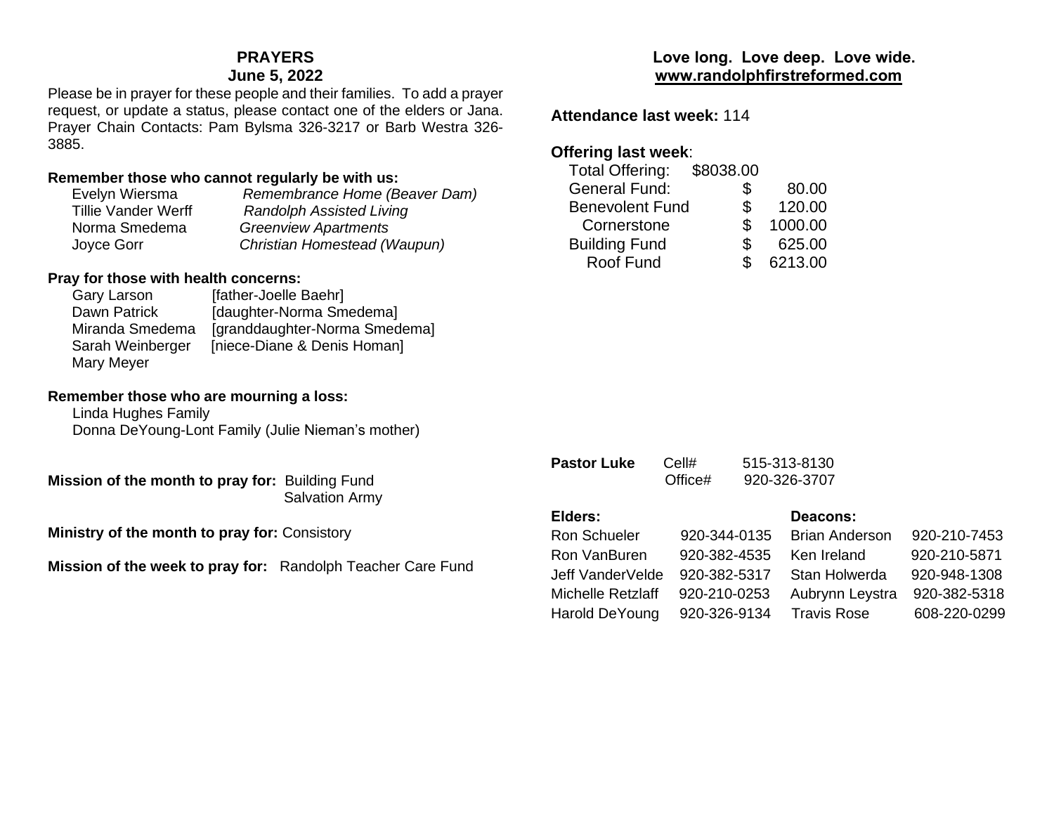## PRAYERS
### June 5, 2022

Please be in prayer for these people and their families. To add a prayer request, or update a status, please contact one of the elders or Jana. Prayer Chain Contacts: Pam Bylsma 326-3217 or Barb Westra 326-3885.

**Remember those who cannot regularly be with us:**

| | |
|---|---|
| Evelyn Wiersma | *Remembrance Home (Beaver Dam)* |
| Tillie Vander Werff | *Randolph Assisted Living* |
| Norma Smedema | *Greenview Apartments* |
| Joyce Gorr | *Christian Homestead (Waupun)* |

**Pray for those with health concerns:**

| | |
|---|---|
| Gary Larson | [father-Joelle Baehr] |
| Dawn Patrick | [daughter-Norma Smedema] |
| Miranda Smedema | [granddaughter-Norma Smedema] |
| Sarah Weinberger | [niece-Diane & Denis Homan] |
| Mary Meyer | |

**Remember those who are mourning a loss:**

Linda Hughes Family
Donna DeYoung-Lont Family (Julie Nieman's mother)

**Mission of the month to pray for:** Building Fund
Salvation Army

**Ministry of the month to pray for:** Consistory

**Mission of the week to pray for:** Randolph Teacher Care Fund

**Love long. Love deep. Love wide.**
**www.randolphfirstreformed.com**

**Attendance last week:** 114

**Offering last week**:

| | |
|---|---|
| Total Offering: | $8038.00 |
| General Fund: | $ 80.00 |
| Benevolent Fund | $ 120.00 |
| Cornerstone | $ 1000.00 |
| Building Fund | $ 625.00 |
| Roof Fund | $ 6213.00 |

**Pastor Luke** Cell# 515-313-8130
Office# 920-326-3707

| **Elders:** | | **Deacons:** | |
|---|---|---|---|
| Ron Schueler | 920-344-0135 | Brian Anderson | 920-210-7453 |
| Ron VanBuren | 920-382-4535 | Ken Ireland | 920-210-5871 |
| Jeff VanderVelde | 920-382-5317 | Stan Holwerda | 920-948-1308 |
| Michelle Retzlaff | 920-210-0253 | Aubrynn Leystra | 920-382-5318 |
| Harold DeYoung | 920-326-9134 | Travis Rose | 608-220-0299 |